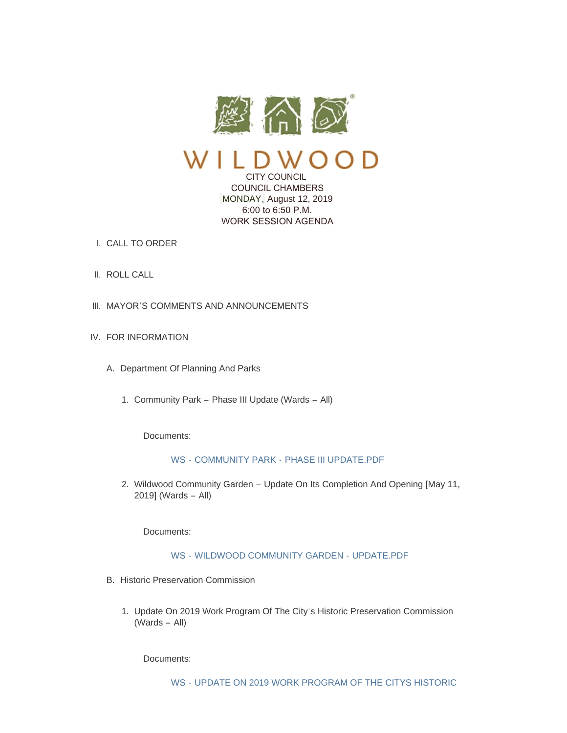# WILDWOOD

CITY COUNCIL
COUNCIL CHAMBERS
MONDAY, August 12, 2019
6:00 to 6:50 P.M.
WORK SESSION AGENDA

I. CALL TO ORDER

II. ROLL CALL

III. MAYOR'S COMMENTS AND ANNOUNCEMENTS

IV. FOR INFORMATION

A. Department Of Planning And Parks

1. Community Park – Phase III Update (Wards – All)

Documents:

WS - COMMUNITY PARK - PHASE III UPDATE.PDF

2. Wildwood Community Garden – Update On Its Completion And Opening [May 11, 2019] (Wards – All)

Documents:

WS - WILDWOOD COMMUNITY GARDEN - UPDATE.PDF

B. Historic Preservation Commission

1. Update On 2019 Work Program Of The City's Historic Preservation Commission (Wards – All)

Documents:

WS - UPDATE ON 2019 WORK PROGRAM OF THE CITYS HISTORIC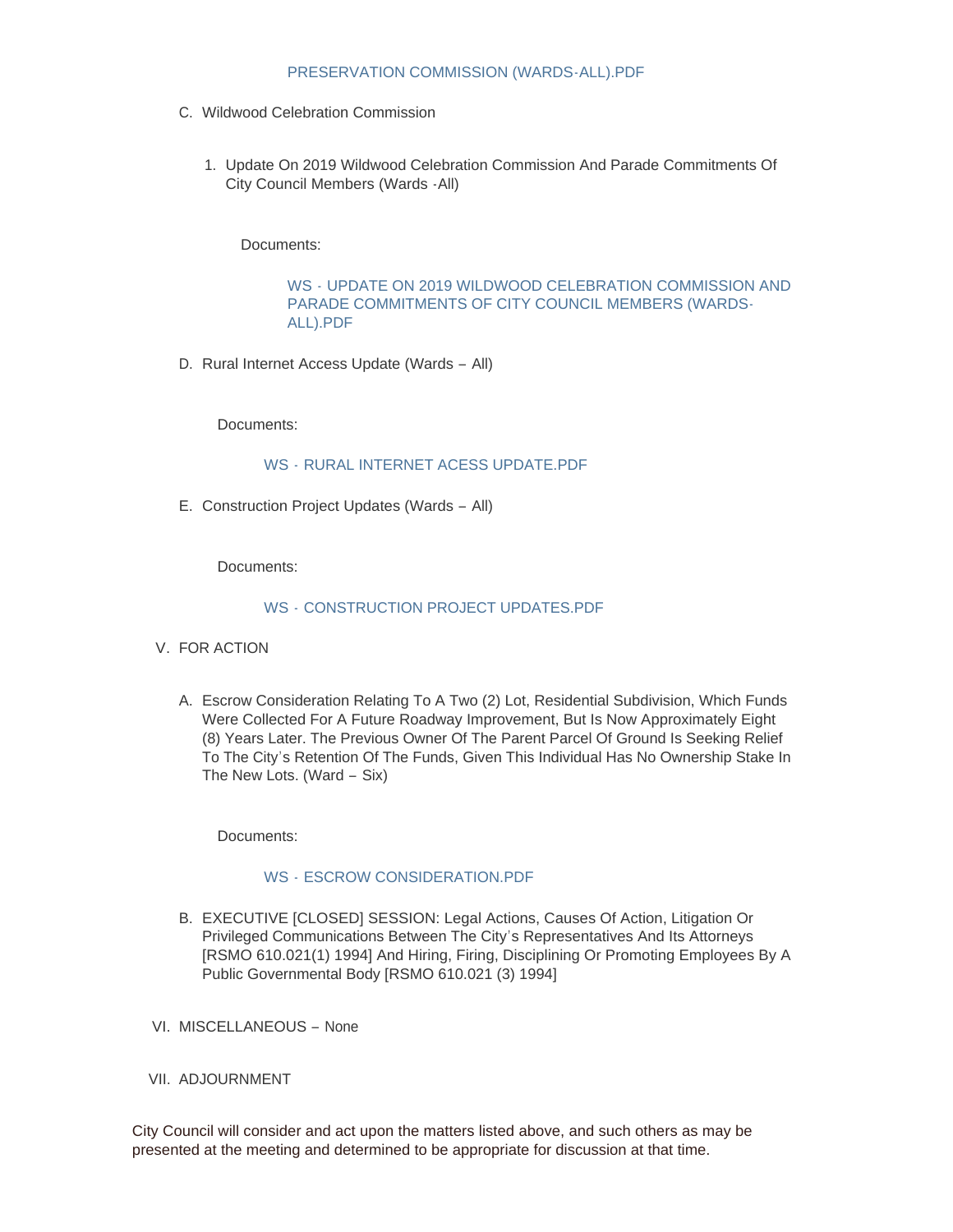PRESERVATION COMMISSION (WARDS-ALL).PDF

C. Wildwood Celebration Commission

   1. Update On 2019 Wildwood Celebration Commission And Parade Commitments Of City Council Members (Wards -All)

      Documents:

      WS - UPDATE ON 2019 WILDWOOD CELEBRATION COMMISSION AND PARADE COMMITMENTS OF CITY COUNCIL MEMBERS (WARDS-ALL).PDF

D. Rural Internet Access Update (Wards – All)

   Documents:

   WS - RURAL INTERNET ACESS UPDATE.PDF

E. Construction Project Updates (Wards – All)

   Documents:

   WS - CONSTRUCTION PROJECT UPDATES.PDF

V. FOR ACTION

A. Escrow Consideration Relating To A Two (2) Lot, Residential Subdivision, Which Funds Were Collected For A Future Roadway Improvement, But Is Now Approximately Eight (8) Years Later. The Previous Owner Of The Parent Parcel Of Ground Is Seeking Relief To The City's Retention Of The Funds, Given This Individual Has No Ownership Stake In The New Lots. (Ward – Six)

   Documents:

   WS - ESCROW CONSIDERATION.PDF

B. EXECUTIVE [CLOSED] SESSION: Legal Actions, Causes Of Action, Litigation Or Privileged Communications Between The City's Representatives And Its Attorneys [RSMO 610.021(1) 1994] And Hiring, Firing, Disciplining Or Promoting Employees By A Public Governmental Body [RSMO 610.021 (3) 1994]

VI. MISCELLANEOUS – None

VII. ADJOURNMENT

City Council will consider and act upon the matters listed above, and such others as may be presented at the meeting and determined to be appropriate for discussion at that time.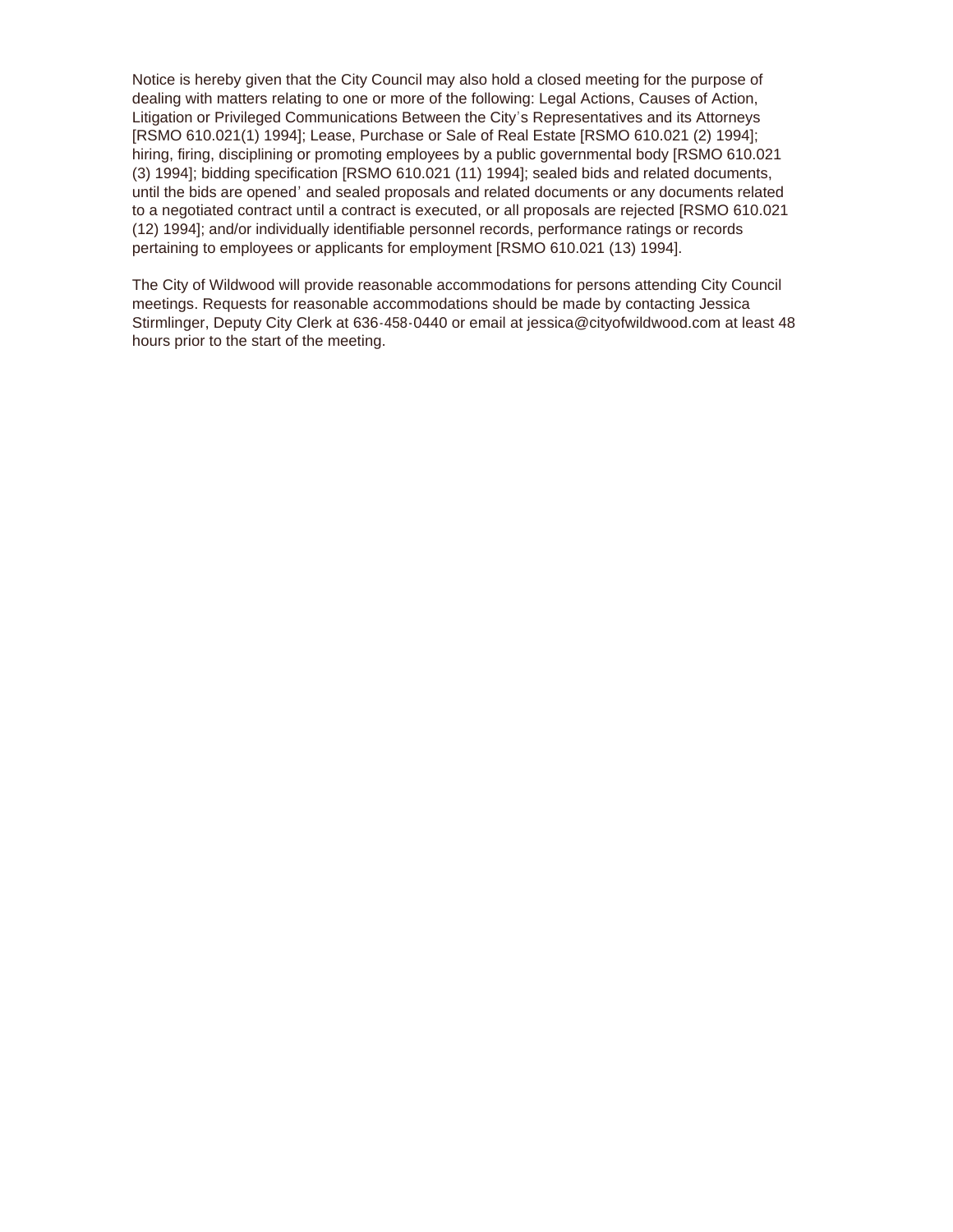Notice is hereby given that the City Council may also hold a closed meeting for the purpose of dealing with matters relating to one or more of the following: Legal Actions, Causes of Action, Litigation or Privileged Communications Between the City's Representatives and its Attorneys [RSMO 610.021(1) 1994]; Lease, Purchase or Sale of Real Estate [RSMO 610.021 (2) 1994]; hiring, firing, disciplining or promoting employees by a public governmental body [RSMO 610.021 (3) 1994]; bidding specification [RSMO 610.021 (11) 1994]; sealed bids and related documents, until the bids are opened' and sealed proposals and related documents or any documents related to a negotiated contract until a contract is executed, or all proposals are rejected [RSMO 610.021 (12) 1994]; and/or individually identifiable personnel records, performance ratings or records pertaining to employees or applicants for employment [RSMO 610.021 (13) 1994].

The City of Wildwood will provide reasonable accommodations for persons attending City Council meetings. Requests for reasonable accommodations should be made by contacting Jessica Stirmlinger, Deputy City Clerk at 636-458-0440 or email at jessica@cityofwildwood.com at least 48 hours prior to the start of the meeting.